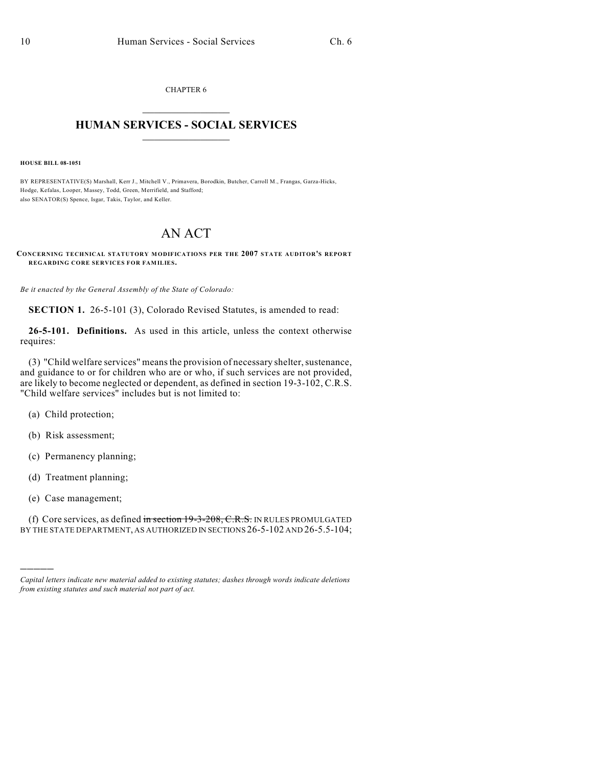CHAPTER 6

# HUMAN SERVICES - SOCIAL SERVICES

**HOUSE BILL 08-1051**

BY REPRESENTATIVE(S) Marshall, Kerr J., Mitchell V., Primavera, Borodkin, Butcher, Carroll M., Frangas, Garza-Hicks, Hodge, Kefalas, Looper, Massey, Todd, Green, Merrifield, and Stafford;
also SENATOR(S) Spence, Isgar, Takis, Taylor, and Keller.

# AN ACT

**CONCERNING TECHNICAL STATUTORY MODIFICATIONS PER THE 2007 STATE AUDITOR'S REPORT REGARDING CORE SERVICES FOR FAMILIES.**

*Be it enacted by the General Assembly of the State of Colorado:*

**SECTION 1.** 26-5-101 (3), Colorado Revised Statutes, is amended to read:

**26-5-101. Definitions.** As used in this article, unless the context otherwise requires:

(3) "Child welfare services" means the provision of necessary shelter, sustenance, and guidance to or for children who are or who, if such services are not provided, are likely to become neglected or dependent, as defined in section 19-3-102, C.R.S. "Child welfare services" includes but is not limited to:

(a) Child protection;

(b) Risk assessment;

(c) Permanency planning;

(d) Treatment planning;

(e) Case management;

(f) Core services, as defined ~~in section 19-3-208, C.R.S.~~ IN RULES PROMULGATED BY THE STATE DEPARTMENT, AS AUTHORIZED IN SECTIONS 26-5-102 AND 26-5.5-104;

---

*Capital letters indicate new material added to existing statutes; dashes through words indicate deletions from existing statutes and such material not part of act.*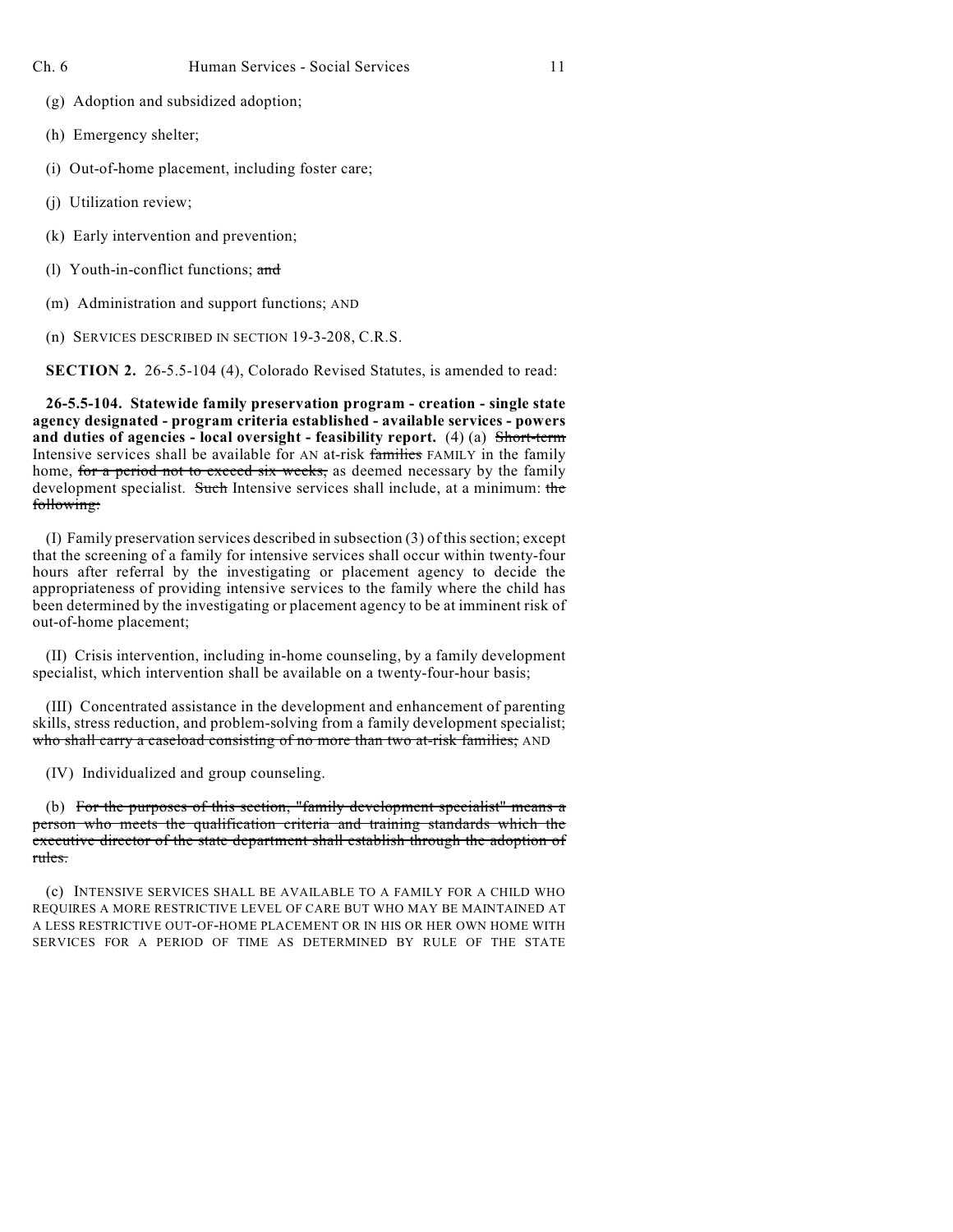(g) Adoption and subsidized adoption;

(h) Emergency shelter;

(i) Out-of-home placement, including foster care;

(j) Utilization review;

(k) Early intervention and prevention;

(l) Youth-in-conflict functions; ~~and~~

(m) Administration and support functions; AND

(n) SERVICES DESCRIBED IN SECTION 19-3-208, C.R.S.

**SECTION 2.** 26-5.5-104 (4), Colorado Revised Statutes, is amended to read:

**26-5.5-104. Statewide family preservation program - creation - single state agency designated - program criteria established - available services - powers and duties of agencies - local oversight - feasibility report.** (4) (a) ~~Short-term~~ Intensive services shall be available for AN at-risk ~~families~~ FAMILY in the family home, ~~for a period not to exceed six weeks,~~ as deemed necessary by the family development specialist. ~~Such~~ Intensive services shall include, at a minimum: ~~the following:~~

(I) Family preservation services described in subsection (3) of this section; except that the screening of a family for intensive services shall occur within twenty-four hours after referral by the investigating or placement agency to decide the appropriateness of providing intensive services to the family where the child has been determined by the investigating or placement agency to be at imminent risk of out-of-home placement;

(II) Crisis intervention, including in-home counseling, by a family development specialist, which intervention shall be available on a twenty-four-hour basis;

(III) Concentrated assistance in the development and enhancement of parenting skills, stress reduction, and problem-solving from a family development specialist; ~~who shall carry a caseload consisting of no more than two at-risk families;~~ AND

(IV) Individualized and group counseling.

(b) ~~For the purposes of this section, "family development specialist" means a person who meets the qualification criteria and training standards which the executive director of the state department shall establish through the adoption of rules.~~

(c) INTENSIVE SERVICES SHALL BE AVAILABLE TO A FAMILY FOR A CHILD WHO REQUIRES A MORE RESTRICTIVE LEVEL OF CARE BUT WHO MAY BE MAINTAINED AT A LESS RESTRICTIVE OUT-OF-HOME PLACEMENT OR IN HIS OR HER OWN HOME WITH SERVICES FOR A PERIOD OF TIME AS DETERMINED BY RULE OF THE STATE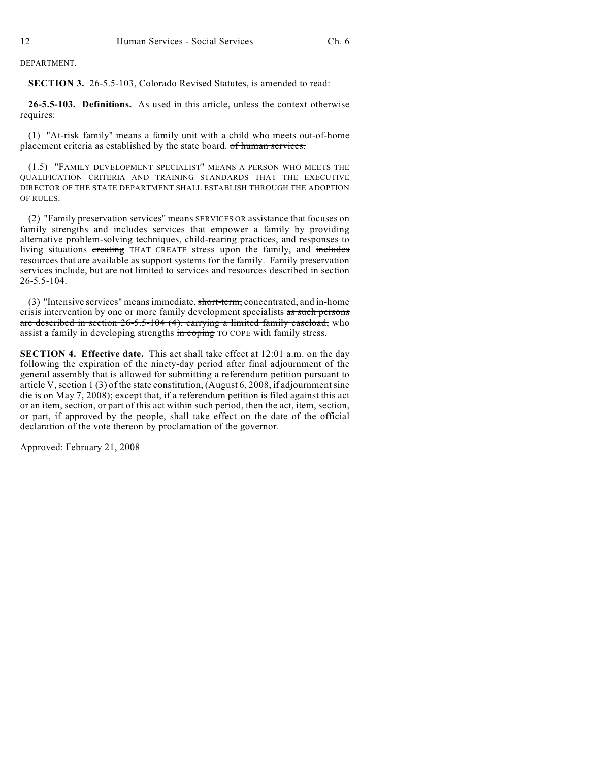DEPARTMENT.

**SECTION 3.** 26-5.5-103, Colorado Revised Statutes, is amended to read:

**26-5.5-103. Definitions.** As used in this article, unless the context otherwise requires:

(1) "At-risk family" means a family unit with a child who meets out-of-home placement criteria as established by the state board. ~~of human services.~~

(1.5) "FAMILY DEVELOPMENT SPECIALIST" MEANS A PERSON WHO MEETS THE QUALIFICATION CRITERIA AND TRAINING STANDARDS THAT THE EXECUTIVE DIRECTOR OF THE STATE DEPARTMENT SHALL ESTABLISH THROUGH THE ADOPTION OF RULES.

(2) "Family preservation services" means SERVICES OR assistance that focuses on family strengths and includes services that empower a family by providing alternative problem-solving techniques, child-rearing practices, ~~and~~ responses to living situations ~~creating~~ THAT CREATE stress upon the family, and ~~includes~~ resources that are available as support systems for the family. Family preservation services include, but are not limited to services and resources described in section 26-5.5-104.

(3) "Intensive services" means immediate, ~~short-term,~~ concentrated, and in-home crisis intervention by one or more family development specialists ~~as such persons are described in section 26-5.5-104 (4), carrying a limited family caseload,~~ who assist a family in developing strengths ~~in coping~~ TO COPE with family stress.

**SECTION 4. Effective date.** This act shall take effect at 12:01 a.m. on the day following the expiration of the ninety-day period after final adjournment of the general assembly that is allowed for submitting a referendum petition pursuant to article V, section 1 (3) of the state constitution, (August 6, 2008, if adjournment sine die is on May 7, 2008); except that, if a referendum petition is filed against this act or an item, section, or part of this act within such period, then the act, item, section, or part, if approved by the people, shall take effect on the date of the official declaration of the vote thereon by proclamation of the governor.

Approved: February 21, 2008